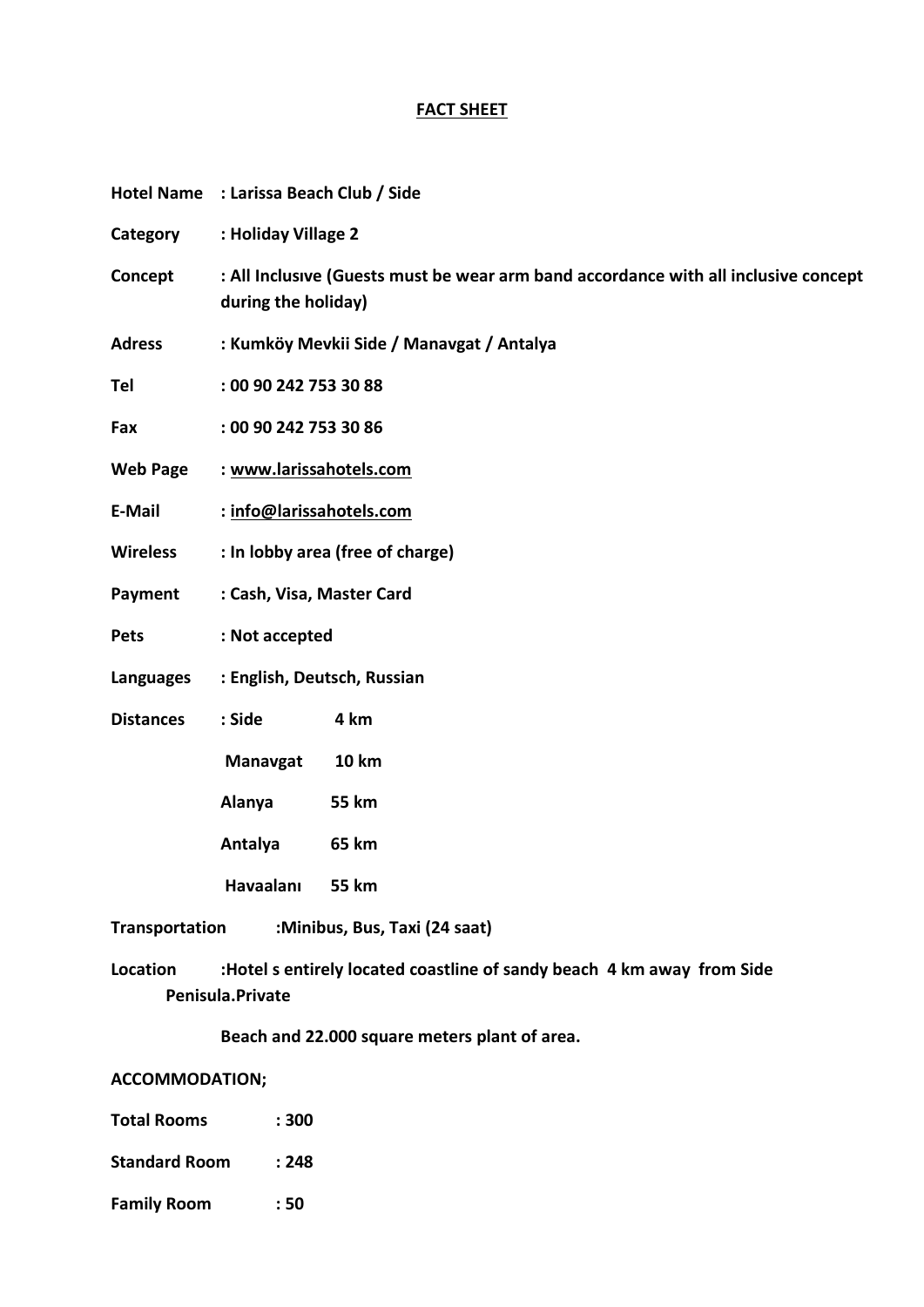# FACT SHEET

**Hotel Name** : Larissa Beach Club / Side

**Category** : Holiday Village 2

**Concept** : All Inclusıve (Guests must be wear arm band accordance with all inclusive concept during the holiday)

**Adress** : Kumköy Mevkii Side / Manavgat / Antalya

**Tel** : 00 90 242 753 30 88

**Fax** : 00 90 242 753 30 86

**Web Page** : www.larissahotels.com

**E-Mail** : info@larissahotels.com

**Wireless** : In lobby area (free of charge)

**Payment** : Cash, Visa, Master Card

**Pets** : Not accepted

**Languages** : English, Deutsch, Russian

**Distances** :

| | |
|---|---|
| Side | 4 km |
| Manavgat | 10 km |
| Alanya | 55 km |
| Antalya | 65 km |
| Havaalanı | 55 km |

**Transportation** :Minibus, Bus, Taxi (24 saat)

**Location** :Hotel s entirely located coastline of sandy beach 4 km away from Side Penisula.Private Beach and 22.000 square meters plant of area.

**ACCOMMODATION;**

**Total Rooms** : 300

**Standard Room** : 248

**Family Room** : 50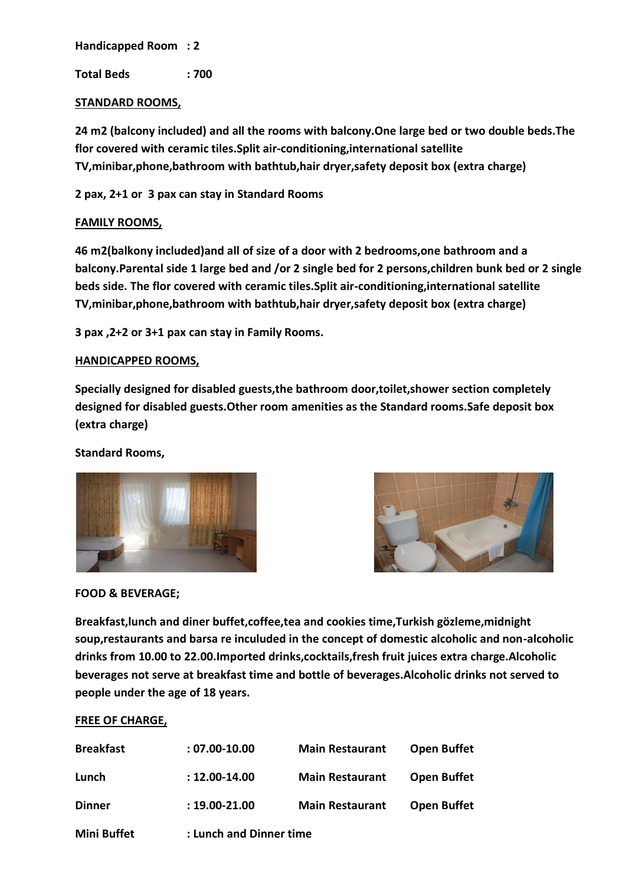**Handicapped Room : 2**

**Total Beds : 700**

**STANDARD ROOMS,**

**24 m2 (balcony included) and all the rooms with balcony.One large bed or two double beds.The flor covered with ceramic tiles.Split air-conditioning,international satellite TV,minibar,phone,bathroom with bathtub,hair dryer,safety deposit box (extra charge)**

**2 pax, 2+1 or 3 pax can stay in Standard Rooms**

**FAMILY ROOMS,**

**46 m2(balkony included)and all of size of a door with 2 bedrooms,one bathroom and a balcony.Parental side 1 large bed and /or 2 single bed for 2 persons,children bunk bed or 2 single beds side. The flor covered with ceramic tiles.Split air-conditioning,international satellite TV,minibar,phone,bathroom with bathtub,hair dryer,safety deposit box (extra charge)**

**3 pax ,2+2 or 3+1 pax can stay in Family Rooms.**

**HANDICAPPED ROOMS,**

**Specially designed for disabled guests,the bathroom door,toilet,shower section completely designed for disabled guests.Other room amenities as the Standard rooms.Safe deposit box (extra charge)**

**Standard Rooms,**

**FOOD & BEVERAGE;**

**Breakfast,lunch and diner buffet,coffee,tea and cookies time,Turkish gözleme,midnight soup,restaurants and barsa re inculuded in the concept of domestic alcoholic and non-alcoholic drinks from 10.00 to 22.00.Imported drinks,cocktails,fresh fruit juices extra charge.Alcoholic beverages not serve at breakfast time and bottle of beverages.Alcoholic drinks not served to people under the age of 18 years.**

**FREE OF CHARGE,**

| | | | |
|---|---|---|---|
| **Breakfast** | **: 07.00-10.00** | **Main Restaurant** | **Open Buffet** |
| **Lunch** | **: 12.00-14.00** | **Main Restaurant** | **Open Buffet** |
| **Dinner** | **: 19.00-21.00** | **Main Restaurant** | **Open Buffet** |
| **Mini Buffet** | **: Lunch and Dinner time** | | |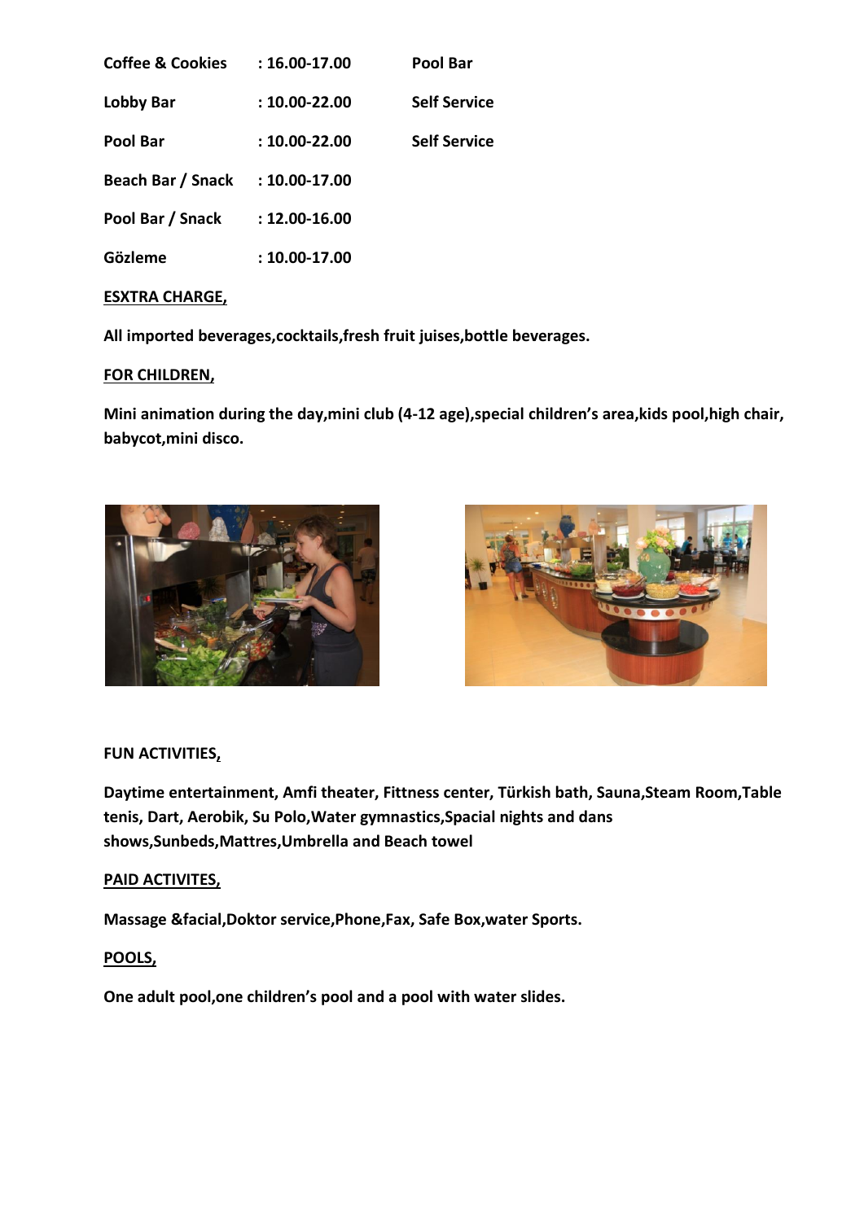| | | |
|---|---|---|
| **Coffee & Cookies** | **: 16.00-17.00** | **Pool Bar** |
| **Lobby Bar** | **: 10.00-22.00** | **Self Service** |
| **Pool Bar** | **: 10.00-22.00** | **Self Service** |
| **Beach Bar / Snack** | **: 10.00-17.00** | |
| **Pool Bar / Snack** | **: 12.00-16.00** | |
| **Gözleme** | **: 10.00-17.00** | |

**ESXTRA CHARGE,**

**All imported beverages,cocktails,fresh fruit juises,bottle beverages.**

**FOR CHILDREN,**

**Mini animation during the day,mini club (4-12 age),special children's area,kids pool,high chair, babycot,mini disco.**

**FUN ACTIVITIES,**

**Daytime entertainment, Amfi theater, Fittness center, Türkish bath, Sauna,Steam Room,Table tenis, Dart, Aerobik, Su Polo,Water gymnastics,Spacial nights and dans shows,Sunbeds,Mattres,Umbrella and Beach towel**

**PAID ACTIVITES,**

**Massage &facial,Doktor service,Phone,Fax, Safe Box,water Sports.**

**POOLS,**

**One adult pool,one children's pool and a pool with water slides.**